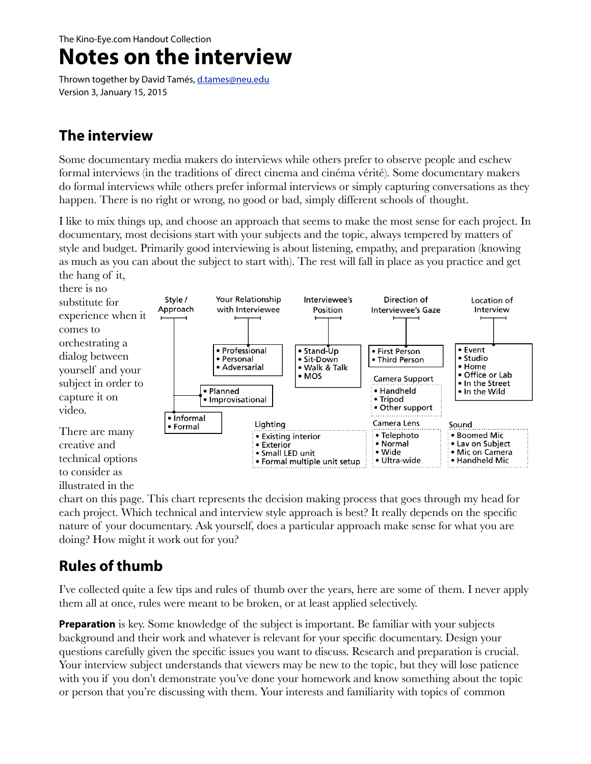The Kino-Eye.com Handout Collection

# Notes on the interview

Thrown together by David Tamés, d.tames@neu.edu
Version 3, January 15, 2015

## The interview

Some documentary media makers do interviews while others prefer to observe people and eschew formal interviews (in the traditions of direct cinema and cinéma vérité). Some documentary makers do formal interviews while others prefer informal interviews or simply capturing conversations as they happen. There is no right or wrong, no good or bad, simply different schools of thought.

I like to mix things up, and choose an approach that seems to make the most sense for each project. In documentary, most decisions start with your subjects and the topic, always tempered by matters of style and budget. Primarily good interviewing is about listening, empathy, and preparation (knowing as much as you can about the subject to start with). The rest will fall in place as you practice and get the hang of it, there is no substitute for experience when it comes to orchestrating a dialog between yourself and your subject in order to capture it on video.

- **Style / Approach**
  - Informal
  - Formal
  - Planned
  - Improvisational
- **Your Relationship with Interviewee**
  - Professional
  - Personal
  - Adversarial
- **Interviewee's Position**
  - Stand-Up
  - Sit-Down
  - Walk & Talk
  - MOS
- **Direction of Interviewee's Gaze**
  - First Person
  - Third Person
- **Location of Interview**
  - Event
  - Studio
  - Home
  - Office or Lab
  - In the Street
  - In the Wild
- **Camera Support**
  - Handheld
  - Tripod
  - Other support
- **Lighting**
  - Existing interior
  - Exterior
  - Small LED unit
  - Formal multiple unit setup
- **Camera Lens**
  - Telephoto
  - Normal
  - Wide
  - Ultra-wide
- **Sound**
  - Boomed Mic
  - Lav on Subject
  - Mic on Camera
  - Handheld Mic

There are many creative and technical options to consider as illustrated in the chart on this page. This chart represents the decision making process that goes through my head for each project. Which technical and interview style approach is best? It really depends on the specific nature of your documentary. Ask yourself, does a particular approach make sense for what you are doing? How might it work out for you?

## Rules of thumb

I've collected quite a few tips and rules of thumb over the years, here are some of them. I never apply them all at once, rules were meant to be broken, or at least applied selectively.

**Preparation** is key. Some knowledge of the subject is important. Be familiar with your subjects background and their work and whatever is relevant for your specific documentary. Design your questions carefully given the specific issues you want to discuss. Research and preparation is crucial. Your interview subject understands that viewers may be new to the topic, but they will lose patience with you if you don't demonstrate you've done your homework and know something about the topic or person that you're discussing with them. Your interests and familiarity with topics of common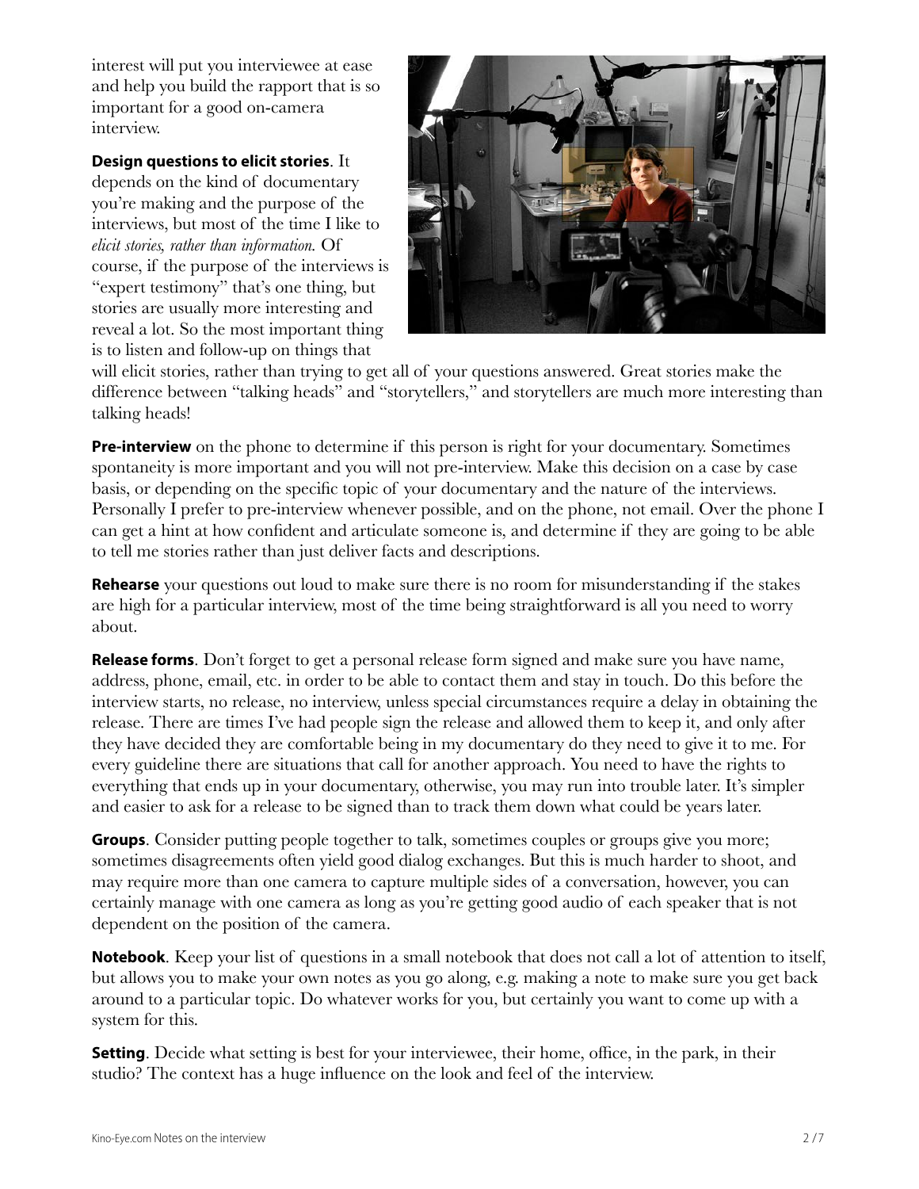interest will put you interviewee at ease and help you build the rapport that is so important for a good on-camera interview.

**Design questions to elicit stories**. It depends on the kind of documentary you're making and the purpose of the interviews, but most of the time I like to *elicit stories, rather than information.* Of course, if the purpose of the interviews is "expert testimony" that's one thing, but stories are usually more interesting and reveal a lot. So the most important thing is to listen and follow-up on things that will elicit stories, rather than trying to get all of your questions answered. Great stories make the difference between "talking heads" and "storytellers," and storytellers are much more interesting than talking heads!

**Pre-interview** on the phone to determine if this person is right for your documentary. Sometimes spontaneity is more important and you will not pre-interview. Make this decision on a case by case basis, or depending on the specific topic of your documentary and the nature of the interviews. Personally I prefer to pre-interview whenever possible, and on the phone, not email. Over the phone I can get a hint at how confident and articulate someone is, and determine if they are going to be able to tell me stories rather than just deliver facts and descriptions.

**Rehearse** your questions out loud to make sure there is no room for misunderstanding if the stakes are high for a particular interview, most of the time being straightforward is all you need to worry about.

**Release forms**. Don't forget to get a personal release form signed and make sure you have name, address, phone, email, etc. in order to be able to contact them and stay in touch. Do this before the interview starts, no release, no interview, unless special circumstances require a delay in obtaining the release. There are times I've had people sign the release and allowed them to keep it, and only after they have decided they are comfortable being in my documentary do they need to give it to me. For every guideline there are situations that call for another approach. You need to have the rights to everything that ends up in your documentary, otherwise, you may run into trouble later. It's simpler and easier to ask for a release to be signed than to track them down what could be years later.

**Groups**. Consider putting people together to talk, sometimes couples or groups give you more; sometimes disagreements often yield good dialog exchanges. But this is much harder to shoot, and may require more than one camera to capture multiple sides of a conversation, however, you can certainly manage with one camera as long as you're getting good audio of each speaker that is not dependent on the position of the camera.

**Notebook**. Keep your list of questions in a small notebook that does not call a lot of attention to itself, but allows you to make your own notes as you go along, e.g. making a note to make sure you get back around to a particular topic. Do whatever works for you, but certainly you want to come up with a system for this.

**Setting**. Decide what setting is best for your interviewee, their home, office, in the park, in their studio? The context has a huge influence on the look and feel of the interview.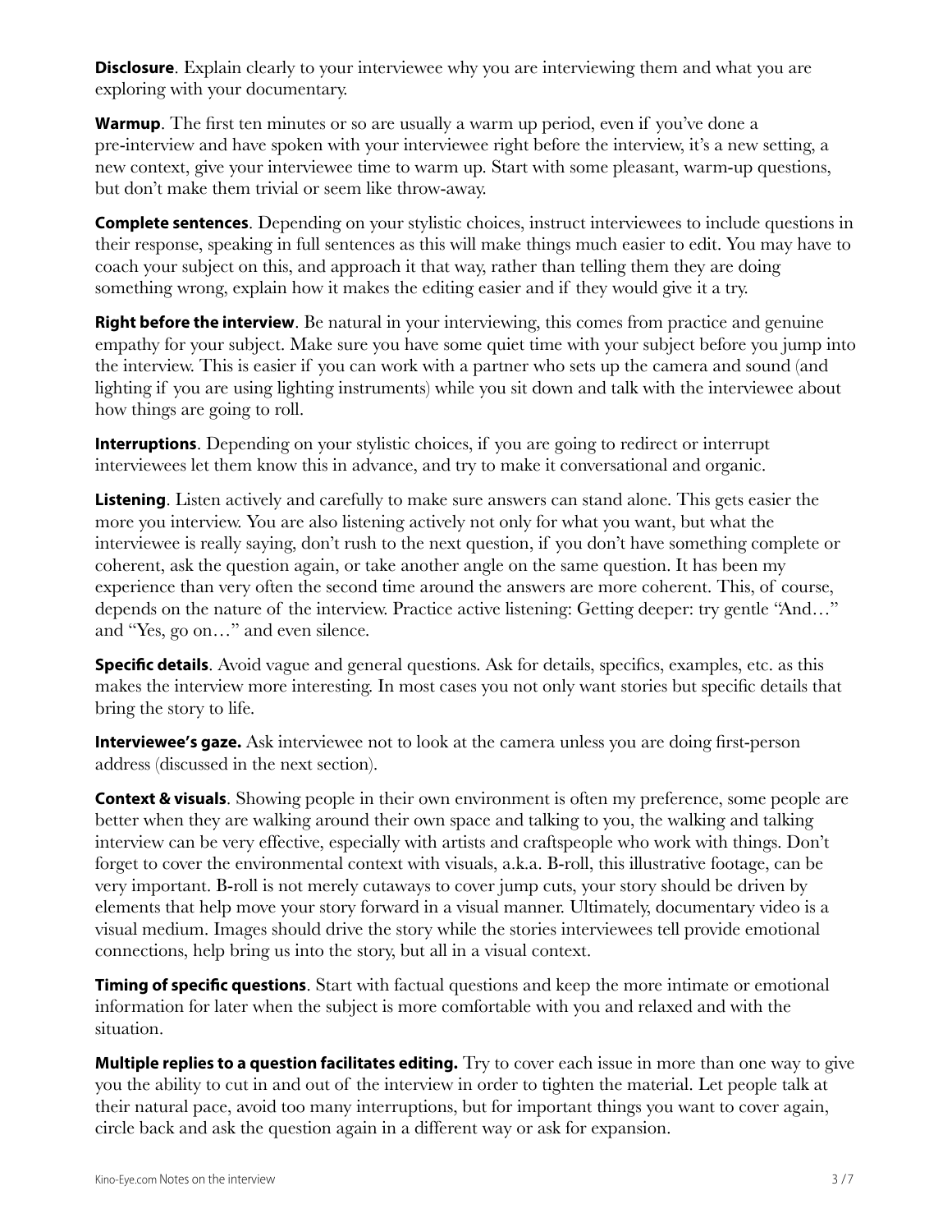**Disclosure**. Explain clearly to your interviewee why you are interviewing them and what you are exploring with your documentary.

**Warmup**. The first ten minutes or so are usually a warm up period, even if you've done a pre-interview and have spoken with your interviewee right before the interview, it's a new setting, a new context, give your interviewee time to warm up. Start with some pleasant, warm-up questions, but don't make them trivial or seem like throw-away.

**Complete sentences**. Depending on your stylistic choices, instruct interviewees to include questions in their response, speaking in full sentences as this will make things much easier to edit. You may have to coach your subject on this, and approach it that way, rather than telling them they are doing something wrong, explain how it makes the editing easier and if they would give it a try.

**Right before the interview**. Be natural in your interviewing, this comes from practice and genuine empathy for your subject. Make sure you have some quiet time with your subject before you jump into the interview. This is easier if you can work with a partner who sets up the camera and sound (and lighting if you are using lighting instruments) while you sit down and talk with the interviewee about how things are going to roll.

**Interruptions**. Depending on your stylistic choices, if you are going to redirect or interrupt interviewees let them know this in advance, and try to make it conversational and organic.

**Listening**. Listen actively and carefully to make sure answers can stand alone. This gets easier the more you interview. You are also listening actively not only for what you want, but what the interviewee is really saying, don't rush to the next question, if you don't have something complete or coherent, ask the question again, or take another angle on the same question. It has been my experience than very often the second time around the answers are more coherent. This, of course, depends on the nature of the interview. Practice active listening: Getting deeper: try gentle "And…" and "Yes, go on…" and even silence.

**Specific details**. Avoid vague and general questions. Ask for details, specifics, examples, etc. as this makes the interview more interesting. In most cases you not only want stories but specific details that bring the story to life.

**Interviewee's gaze.** Ask interviewee not to look at the camera unless you are doing first-person address (discussed in the next section).

**Context & visuals**. Showing people in their own environment is often my preference, some people are better when they are walking around their own space and talking to you, the walking and talking interview can be very effective, especially with artists and craftspeople who work with things. Don't forget to cover the environmental context with visuals, a.k.a. B-roll, this illustrative footage, can be very important. B-roll is not merely cutaways to cover jump cuts, your story should be driven by elements that help move your story forward in a visual manner. Ultimately, documentary video is a visual medium. Images should drive the story while the stories interviewees tell provide emotional connections, help bring us into the story, but all in a visual context.

**Timing of specific questions**. Start with factual questions and keep the more intimate or emotional information for later when the subject is more comfortable with you and relaxed and with the situation.

**Multiple replies to a question facilitates editing.** Try to cover each issue in more than one way to give you the ability to cut in and out of the interview in order to tighten the material. Let people talk at their natural pace, avoid too many interruptions, but for important things you want to cover again, circle back and ask the question again in a different way or ask for expansion.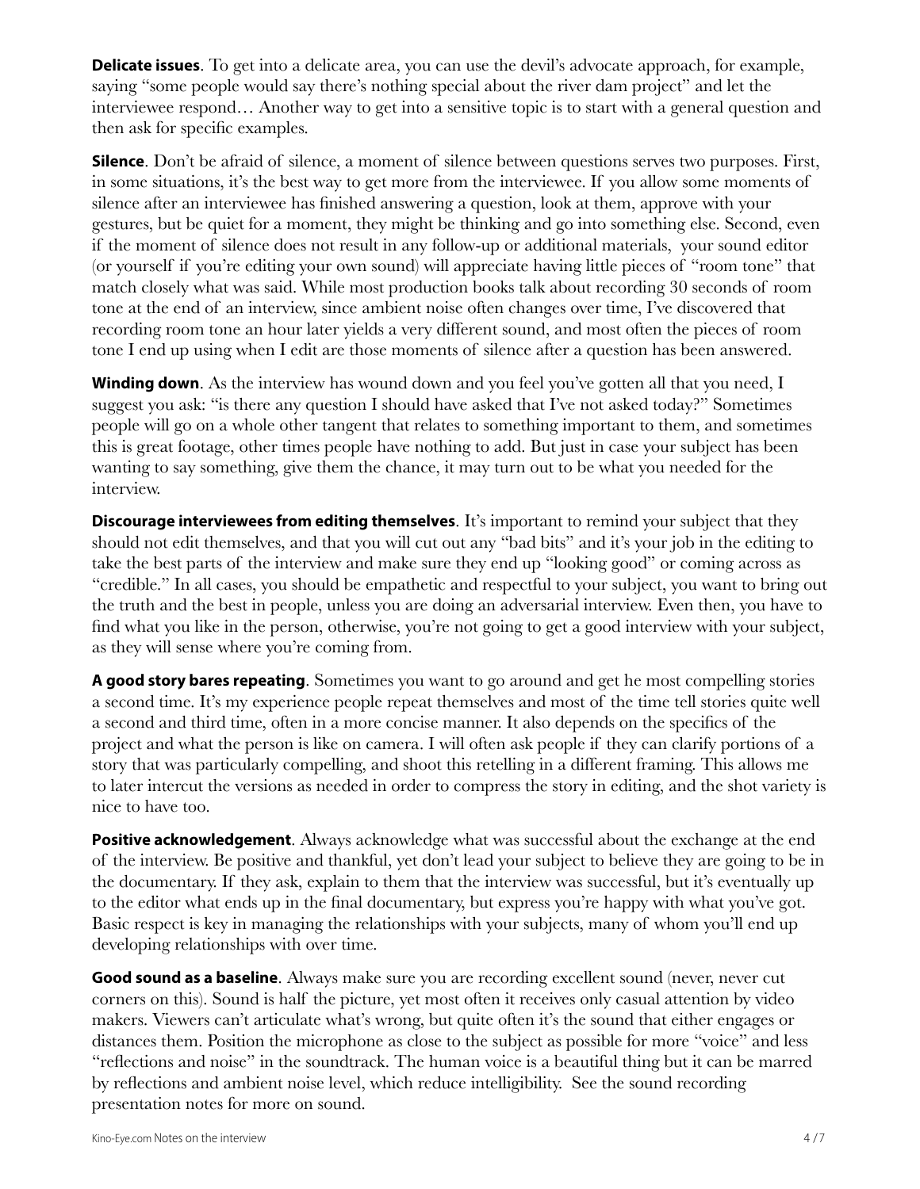**Delicate issues**. To get into a delicate area, you can use the devil's advocate approach, for example, saying "some people would say there's nothing special about the river dam project" and let the interviewee respond… Another way to get into a sensitive topic is to start with a general question and then ask for specific examples.

**Silence**. Don't be afraid of silence, a moment of silence between questions serves two purposes. First, in some situations, it's the best way to get more from the interviewee. If you allow some moments of silence after an interviewee has finished answering a question, look at them, approve with your gestures, but be quiet for a moment, they might be thinking and go into something else. Second, even if the moment of silence does not result in any follow-up or additional materials, your sound editor (or yourself if you're editing your own sound) will appreciate having little pieces of "room tone" that match closely what was said. While most production books talk about recording 30 seconds of room tone at the end of an interview, since ambient noise often changes over time, I've discovered that recording room tone an hour later yields a very different sound, and most often the pieces of room tone I end up using when I edit are those moments of silence after a question has been answered.

**Winding down**. As the interview has wound down and you feel you've gotten all that you need, I suggest you ask: "is there any question I should have asked that I've not asked today?" Sometimes people will go on a whole other tangent that relates to something important to them, and sometimes this is great footage, other times people have nothing to add. But just in case your subject has been wanting to say something, give them the chance, it may turn out to be what you needed for the interview.

**Discourage interviewees from editing themselves**. It's important to remind your subject that they should not edit themselves, and that you will cut out any "bad bits" and it's your job in the editing to take the best parts of the interview and make sure they end up "looking good" or coming across as "credible." In all cases, you should be empathetic and respectful to your subject, you want to bring out the truth and the best in people, unless you are doing an adversarial interview. Even then, you have to find what you like in the person, otherwise, you're not going to get a good interview with your subject, as they will sense where you're coming from.

**A good story bares repeating**. Sometimes you want to go around and get he most compelling stories a second time. It's my experience people repeat themselves and most of the time tell stories quite well a second and third time, often in a more concise manner. It also depends on the specifics of the project and what the person is like on camera. I will often ask people if they can clarify portions of a story that was particularly compelling, and shoot this retelling in a different framing. This allows me to later intercut the versions as needed in order to compress the story in editing, and the shot variety is nice to have too.

**Positive acknowledgement**. Always acknowledge what was successful about the exchange at the end of the interview. Be positive and thankful, yet don't lead your subject to believe they are going to be in the documentary. If they ask, explain to them that the interview was successful, but it's eventually up to the editor what ends up in the final documentary, but express you're happy with what you've got. Basic respect is key in managing the relationships with your subjects, many of whom you'll end up developing relationships with over time.

**Good sound as a baseline**. Always make sure you are recording excellent sound (never, never cut corners on this). Sound is half the picture, yet most often it receives only casual attention by video makers. Viewers can't articulate what's wrong, but quite often it's the sound that either engages or distances them. Position the microphone as close to the subject as possible for more "voice" and less "reflections and noise" in the soundtrack. The human voice is a beautiful thing but it can be marred by reflections and ambient noise level, which reduce intelligibility. See the sound recording presentation notes for more on sound.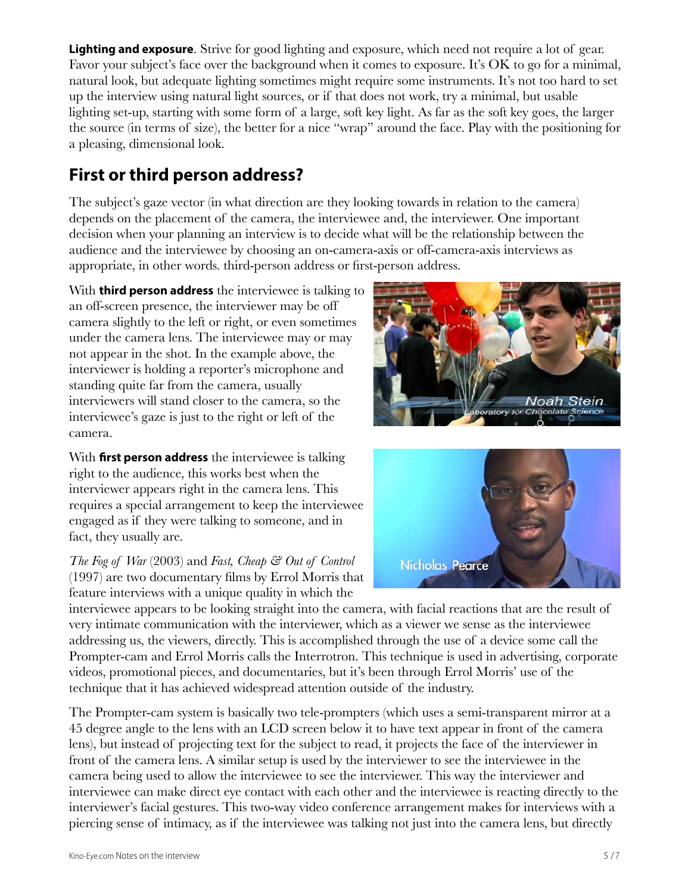**Lighting and exposure**. Strive for good lighting and exposure, which need not require a lot of gear. Favor your subject's face over the background when it comes to exposure. It's OK to go for a minimal, natural look, but adequate lighting sometimes might require some instruments. It's not too hard to set up the interview using natural light sources, or if that does not work, try a minimal, but usable lighting set-up, starting with some form of a large, soft key light. As far as the soft key goes, the larger the source (in terms of size), the better for a nice "wrap" around the face. Play with the positioning for a pleasing, dimensional look.

## First or third person address?

The subject's gaze vector (in what direction are they looking towards in relation to the camera) depends on the placement of the camera, the interviewee and, the interviewer. One important decision when your planning an interview is to decide what will be the relationship between the audience and the interviewee by choosing an on-camera-axis or off-camera-axis interviews as appropriate, in other words. third-person address or first-person address.

With **third person address** the interviewee is talking to an off-screen presence, the interviewer may be off camera slightly to the left or right, or even sometimes under the camera lens. The interviewer may or may not appear in the shot. In the example above, the interviewer is holding a reporter's microphone and standing quite far from the camera, usually interviewers will stand closer to the camera, so the interviewee's gaze is just to the right or left of the camera.

With **first person address** the interviewee is talking right to the audience, this works best when the interviewer appears right in the camera lens. This requires a special arrangement to keep the interviewee engaged as if they were talking to someone, and in fact, they usually are.

*The Fog of War* (2003) and *Fast, Cheap & Out of Control* (1997) are two documentary films by Errol Morris that feature interviews with a unique quality in which the interviewee appears to be looking straight into the camera, with facial reactions that are the result of very intimate communication with the interviewer, which as a viewer we sense as the interviewee addressing us, the viewers, directly. This is accomplished through the use of a device some call the Prompter-cam and Errol Morris calls the Interrotron. This technique is used in advertising, corporate videos, promotional pieces, and documentaries, but it's been through Errol Morris' use of the technique that it has achieved widespread attention outside of the industry.

The Prompter-cam system is basically two tele-prompters (which uses a semi-transparent mirror at a 45 degree angle to the lens with an LCD screen below it to have text appear in front of the camera lens), but instead of projecting text for the subject to read, it projects the face of the interviewer in front of the camera lens. A similar setup is used by the interviewer to see the interviewee in the camera being used to allow the interviewee to see the interviewer. This way the interviewer and interviewee can make direct eye contact with each other and the interviewee is reacting directly to the interviewer's facial gestures. This two-way video conference arrangement makes for interviews with a piercing sense of intimacy, as if the interviewee was talking not just into the camera lens, but directly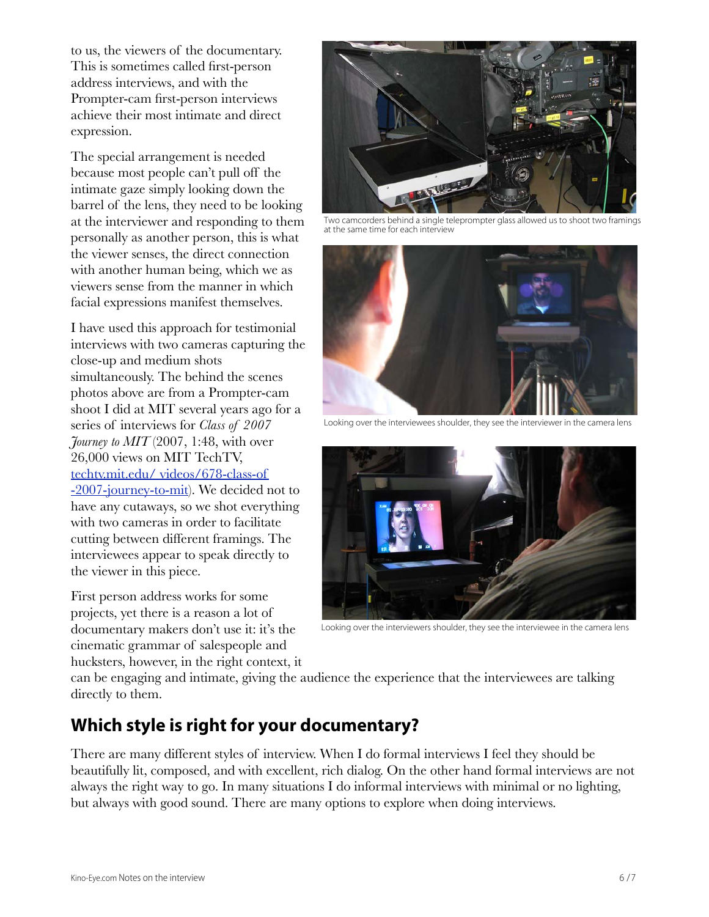to us, the viewers of the documentary. This is sometimes called first-person address interviews, and with the Prompter-cam first-person interviews achieve their most intimate and direct expression.

The special arrangement is needed because most people can't pull off the intimate gaze simply looking down the barrel of the lens, they need to be looking at the interviewer and responding to them personally as another person, this is what the viewer senses, the direct connection with another human being, which we as viewers sense from the manner in which facial expressions manifest themselves.

I have used this approach for testimonial interviews with two cameras capturing the close-up and medium shots simultaneously. The behind the scenes photos above are from a Prompter-cam shoot I did at MIT several years ago for a series of interviews for *Class of 2007 Journey to MIT* (2007, 1:48, with over 26,000 views on MIT TechTV, [techtv.mit.edu/ videos/678-class-of -2007-journey-to-mit](techtv.mit.edu/videos/678-class-of-2007-journey-to-mit)). We decided not to have any cutaways, so we shot everything with two cameras in order to facilitate cutting between different framings. The interviewees appear to speak directly to the viewer in this piece.

First person address works for some projects, yet there is a reason a lot of documentary makers don't use it: it's the cinematic grammar of salespeople and hucksters, however, in the right context, it can be engaging and intimate, giving the audience the experience that the interviewees are talking directly to them.

Two camcorders behind a single teleprompter glass allowed us to shoot two framings at the same time for each interview

Looking over the interviewees shoulder, they see the interviewer in the camera lens

Looking over the interviewers shoulder, they see the interviewee in the camera lens

## Which style is right for your documentary?

There are many different styles of interview. When I do formal interviews I feel they should be beautifully lit, composed, and with excellent, rich dialog. On the other hand formal interviews are not always the right way to go. In many situations I do informal interviews with minimal or no lighting, but always with good sound. There are many options to explore when doing interviews.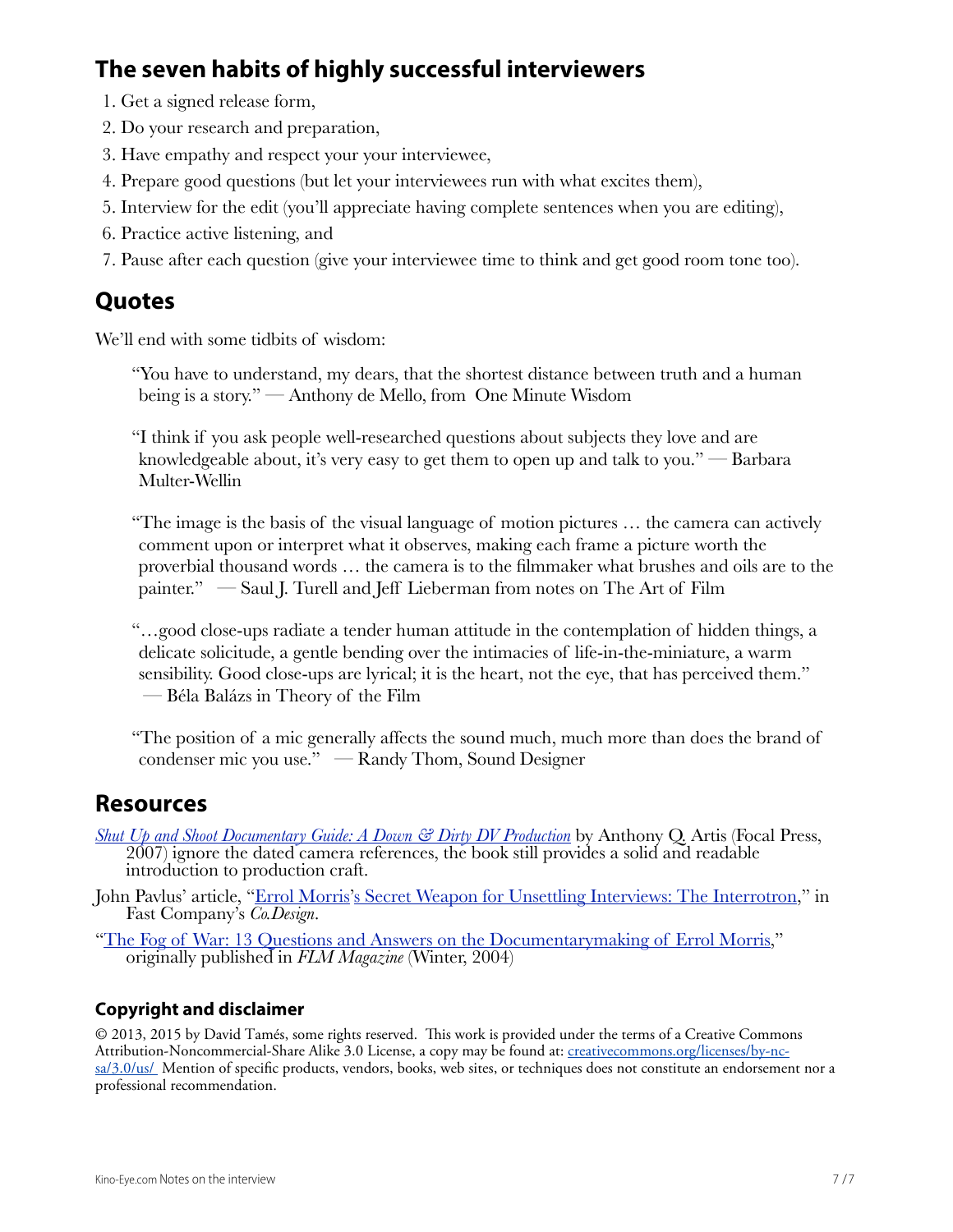## The seven habits of highly successful interviewers

1. Get a signed release form,
2. Do your research and preparation,
3. Have empathy and respect your your interviewee,
4. Prepare good questions (but let your interviewees run with what excites them),
5. Interview for the edit (you'll appreciate having complete sentences when you are editing),
6. Practice active listening, and
7. Pause after each question (give your interviewee time to think and get good room tone too).

## Quotes

We'll end with some tidbits of wisdom:

> "You have to understand, my dears, that the shortest distance between truth and a human being is a story." — Anthony de Mello, from One Minute Wisdom

> "I think if you ask people well-researched questions about subjects they love and are knowledgeable about, it's very easy to get them to open up and talk to you." — Barbara Multer-Wellin

> "The image is the basis of the visual language of motion pictures … the camera can actively comment upon or interpret what it observes, making each frame a picture worth the proverbial thousand words … the camera is to the filmmaker what brushes and oils are to the painter." — Saul J. Turell and Jeff Lieberman from notes on The Art of Film

> "…good close-ups radiate a tender human attitude in the contemplation of hidden things, a delicate solicitude, a gentle bending over the intimacies of life-in-the-miniature, a warm sensibility. Good close-ups are lyrical; it is the heart, not the eye, that has perceived them." — Béla Balázs in Theory of the Film

> "The position of a mic generally affects the sound much, much more than does the brand of condenser mic you use." — Randy Thom, Sound Designer

## Resources

*Shut Up and Shoot Documentary Guide: A Down & Dirty DV Production* by Anthony Q. Artis (Focal Press, 2007) ignore the dated camera references, the book still provides a solid and readable introduction to production craft.

John Pavlus' article, "Errol Morris's Secret Weapon for Unsettling Interviews: The Interrotron," in Fast Company's *Co.Design*.

"The Fog of War: 13 Questions and Answers on the Documentarymaking of Errol Morris," originally published in *FLM Magazine* (Winter, 2004)

### Copyright and disclaimer

© 2013, 2015 by David Tamés, some rights reserved. This work is provided under the terms of a Creative Commons Attribution-Noncommercial-Share Alike 3.0 License, a copy may be found at: creativecommons.org/licenses/by-nc-sa/3.0/us/ Mention of specific products, vendors, books, web sites, or techniques does not constitute an endorsement nor a professional recommendation.